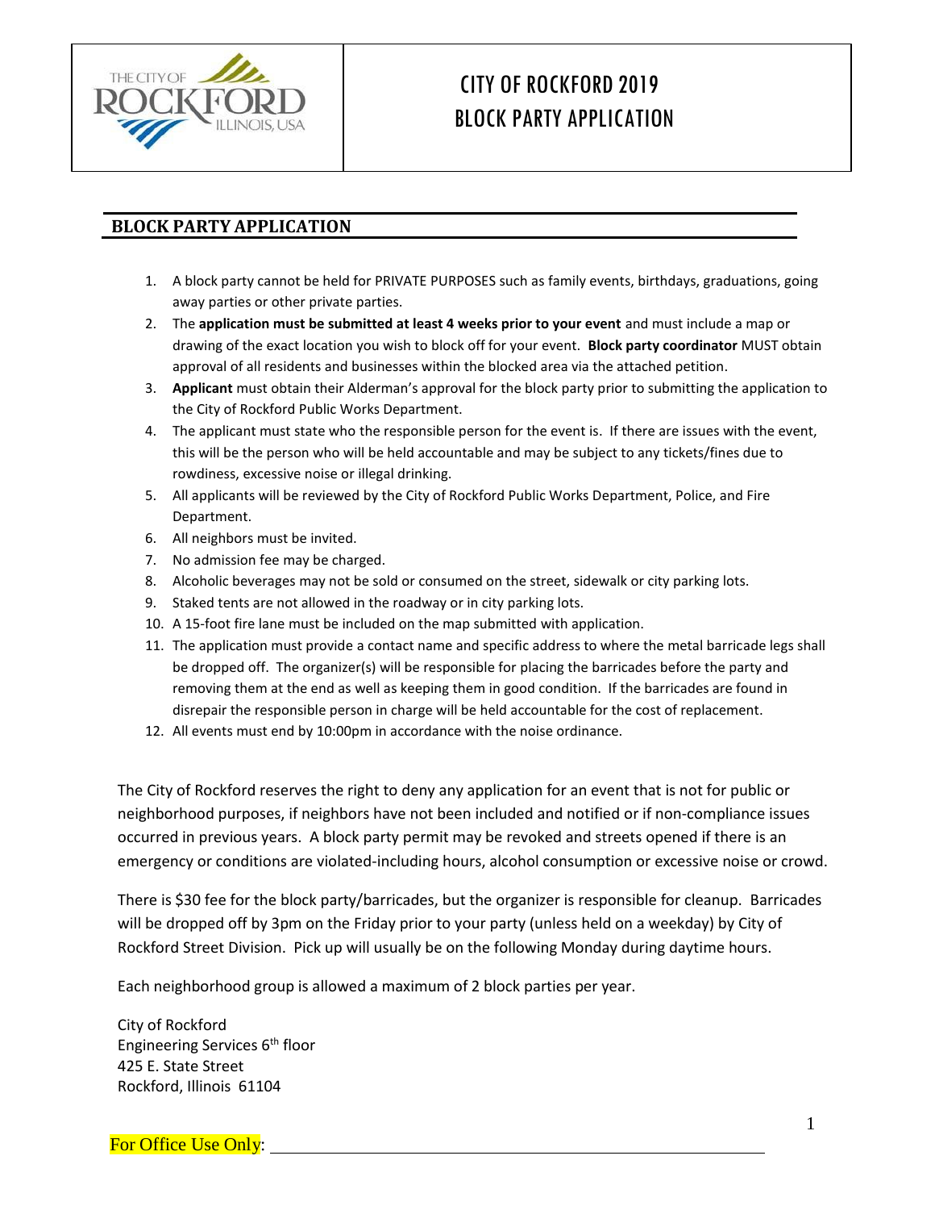# CITY OF ROCKFORD 2019 BLOCK PARTY APPLICATION

## BLOCK PARTY APPLICATION

1. A block party cannot be held for PRIVATE PURPOSES such as family events, birthdays, graduations, going away parties or other private parties.
2. The **application must be submitted at least 4 weeks prior to your event** and must include a map or drawing of the exact location you wish to block off for your event. **Block party coordinator** MUST obtain approval of all residents and businesses within the blocked area via the attached petition.
3. **Applicant** must obtain their Alderman's approval for the block party prior to submitting the application to the City of Rockford Public Works Department.
4. The applicant must state who the responsible person for the event is. If there are issues with the event, this will be the person who will be held accountable and may be subject to any tickets/fines due to rowdiness, excessive noise or illegal drinking.
5. All applicants will be reviewed by the City of Rockford Public Works Department, Police, and Fire Department.
6. All neighbors must be invited.
7. No admission fee may be charged.
8. Alcoholic beverages may not be sold or consumed on the street, sidewalk or city parking lots.
9. Staked tents are not allowed in the roadway or in city parking lots.
10. A 15-foot fire lane must be included on the map submitted with application.
11. The application must provide a contact name and specific address to where the metal barricade legs shall be dropped off. The organizer(s) will be responsible for placing the barricades before the party and removing them at the end as well as keeping them in good condition. If the barricades are found in disrepair the responsible person in charge will be held accountable for the cost of replacement.
12. All events must end by 10:00pm in accordance with the noise ordinance.

The City of Rockford reserves the right to deny any application for an event that is not for public or neighborhood purposes, if neighbors have not been included and notified or if non-compliance issues occurred in previous years. A block party permit may be revoked and streets opened if there is an emergency or conditions are violated-including hours, alcohol consumption or excessive noise or crowd.

There is $30 fee for the block party/barricades, but the organizer is responsible for cleanup. Barricades will be dropped off by 3pm on the Friday prior to your party (unless held on a weekday) by City of Rockford Street Division. Pick up will usually be on the following Monday during daytime hours.

Each neighborhood group is allowed a maximum of 2 block parties per year.

City of Rockford
Engineering Services 6th floor
425 E. State Street
Rockford, Illinois 61104

For Office Use Only: ______________________________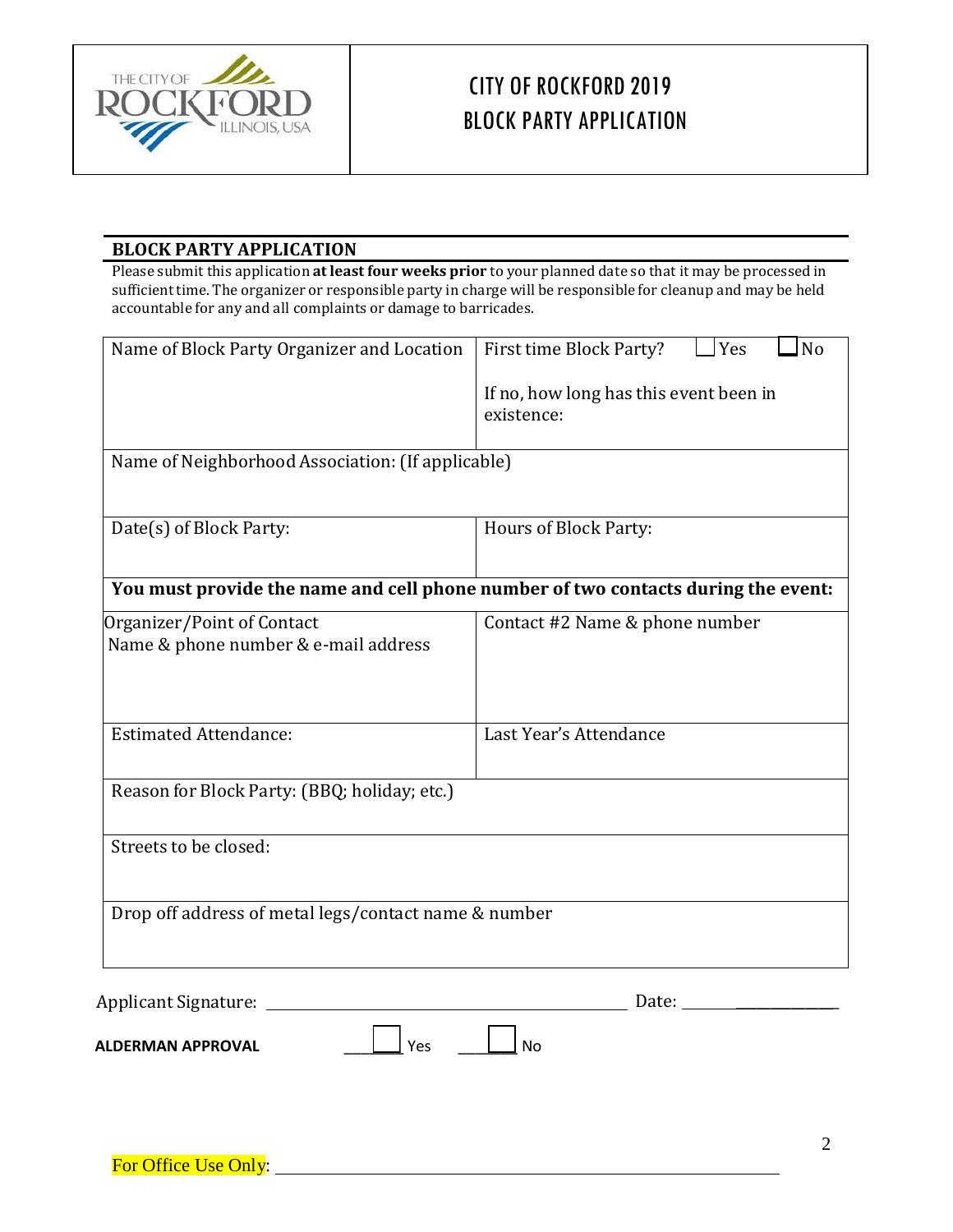# CITY OF ROCKFORD 2019 BLOCK PARTY APPLICATION

## BLOCK PARTY APPLICATION

Please submit this application **at least four weeks prior** to your planned date so that it may be processed in sufficient time. The organizer or responsible party in charge will be responsible for cleanup and may be held accountable for any and all complaints or damage to barricades.

| | |
|---|---|
| Name of Block Party Organizer and Location | First time Block Party? ☐ Yes ☐ No<br><br>If no, how long has this event been in existence: |
| Name of Neighborhood Association: (If applicable) | |
| Date(s) of Block Party: | Hours of Block Party: |
| **You must provide the name and cell phone number of two contacts during the event:** | |
| Organizer/Point of Contact<br>Name & phone number & e-mail address | Contact #2 Name & phone number |
| Estimated Attendance: | Last Year's Attendance |
| Reason for Block Party: (BBQ; holiday; etc.) | |
| Streets to be closed: | |
| Drop off address of metal legs/contact name & number | |

Applicant Signature: ______________________________ Date: ____________

**ALDERMAN APPROVAL** ____☐ Yes ____☐ No

For Office Use Only: ______________________________________________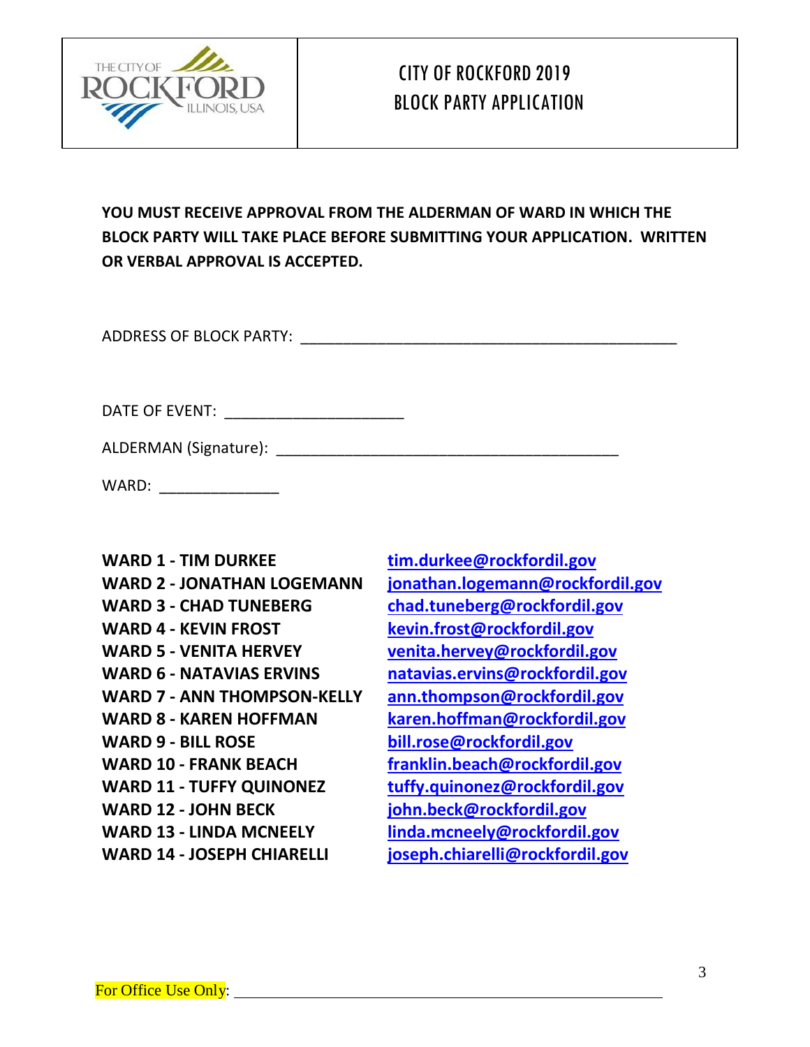THE CITY OF ROCKFORD ILLINOIS, USA

# CITY OF ROCKFORD 2019 BLOCK PARTY APPLICATION

**YOU MUST RECEIVE APPROVAL FROM THE ALDERMAN OF WARD IN WHICH THE BLOCK PARTY WILL TAKE PLACE BEFORE SUBMITTING YOUR APPLICATION. WRITTEN OR VERBAL APPROVAL IS ACCEPTED.**

ADDRESS OF BLOCK PARTY: ______________________________________________

DATE OF EVENT: _____________________

ALDERMAN (Signature): __________________________________________

WARD: ______________

| | |
|---|---|
| **WARD 1 - TIM DURKEE** | **tim.durkee@rockfordil.gov** |
| **WARD 2 - JONATHAN LOGEMANN** | **jonathan.logemann@rockfordil.gov** |
| **WARD 3 - CHAD TUNEBERG** | **chad.tuneberg@rockfordil.gov** |
| **WARD 4 - KEVIN FROST** | **kevin.frost@rockfordil.gov** |
| **WARD 5 - VENITA HERVEY** | **venita.hervey@rockfordil.gov** |
| **WARD 6 - NATAVIAS ERVINS** | **natavias.ervins@rockfordil.gov** |
| **WARD 7 - ANN THOMPSON-KELLY** | **ann.thompson@rockfordil.gov** |
| **WARD 8 - KAREN HOFFMAN** | **karen.hoffman@rockfordil.gov** |
| **WARD 9 - BILL ROSE** | **bill.rose@rockfordil.gov** |
| **WARD 10 - FRANK BEACH** | **franklin.beach@rockfordil.gov** |
| **WARD 11 - TUFFY QUINONEZ** | **tuffy.quinonez@rockfordil.gov** |
| **WARD 12 - JOHN BECK** | **john.beck@rockfordil.gov** |
| **WARD 13 - LINDA MCNEELY** | **linda.mcneely@rockfordil.gov** |
| **WARD 14 - JOSEPH CHIARELLI** | **joseph.chiarelli@rockfordil.gov** |

For Office Use Only: ______________________________________________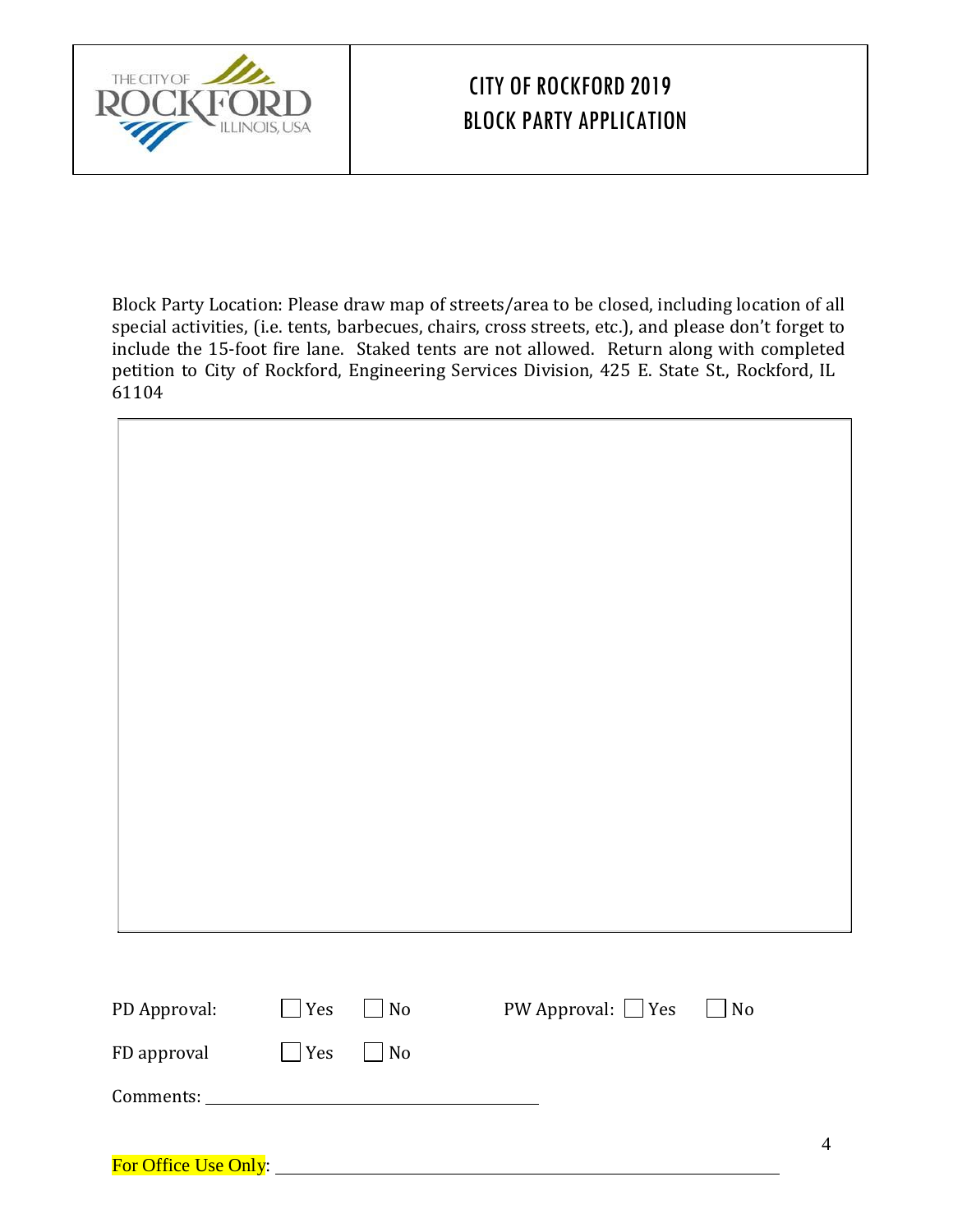# CITY OF ROCKFORD 2019 BLOCK PARTY APPLICATION

Block Party Location: Please draw map of streets/area to be closed, including location of all special activities, (i.e. tents, barbecues, chairs, cross streets, etc.), and please don't forget to include the 15-foot fire lane. Staked tents are not allowed. Return along with completed petition to City of Rockford, Engineering Services Division, 425 E. State St., Rockford, IL 61104

PD Approval: ☐ Yes ☐ No    PW Approval: ☐ Yes ☐ No

FD approval ☐ Yes ☐ No

Comments: ____________________________________

For Office Use Only: ____________________________________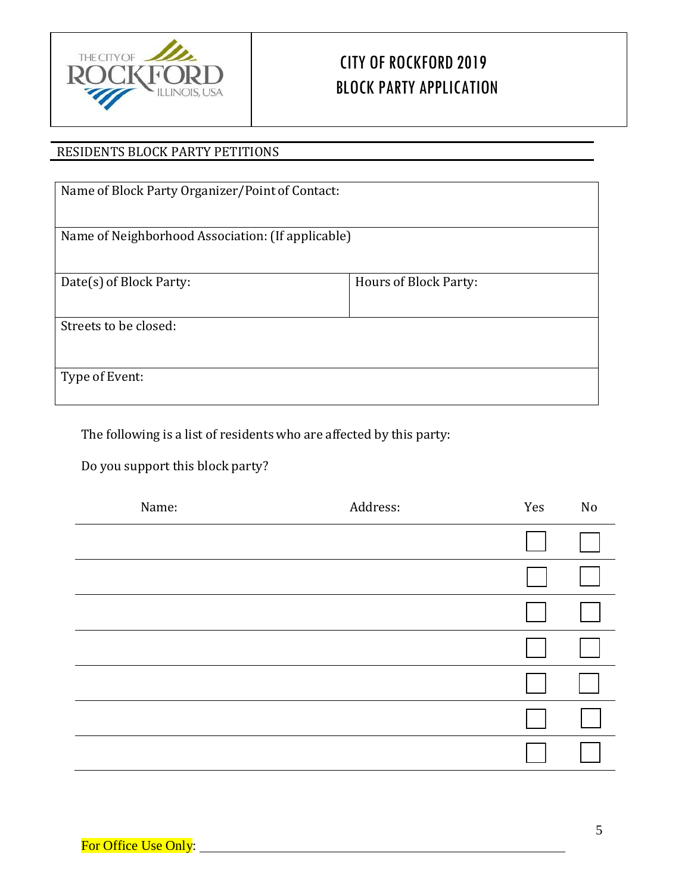# CITY OF ROCKFORD 2019 BLOCK PARTY APPLICATION

## RESIDENTS BLOCK PARTY PETITIONS

| Name of Block Party Organizer/Point of Contact: | |
|---|---|
| Name of Neighborhood Association: (If applicable) | |
| Date(s) of Block Party: | Hours of Block Party: |
| Streets to be closed: | |
| Type of Event: | |

The following is a list of residents who are affected by this party:

Do you support this block party?

| Name: | Address: | Yes | No |
|---|---|---|---|
| | | ☐ | ☐ |
| | | ☐ | ☐ |
| | | ☐ | ☐ |
| | | ☐ | ☐ |
| | | ☐ | ☐ |
| | | ☐ | ☐ |
| | | ☐ | ☐ |

For Office Use Only: ______________________________________________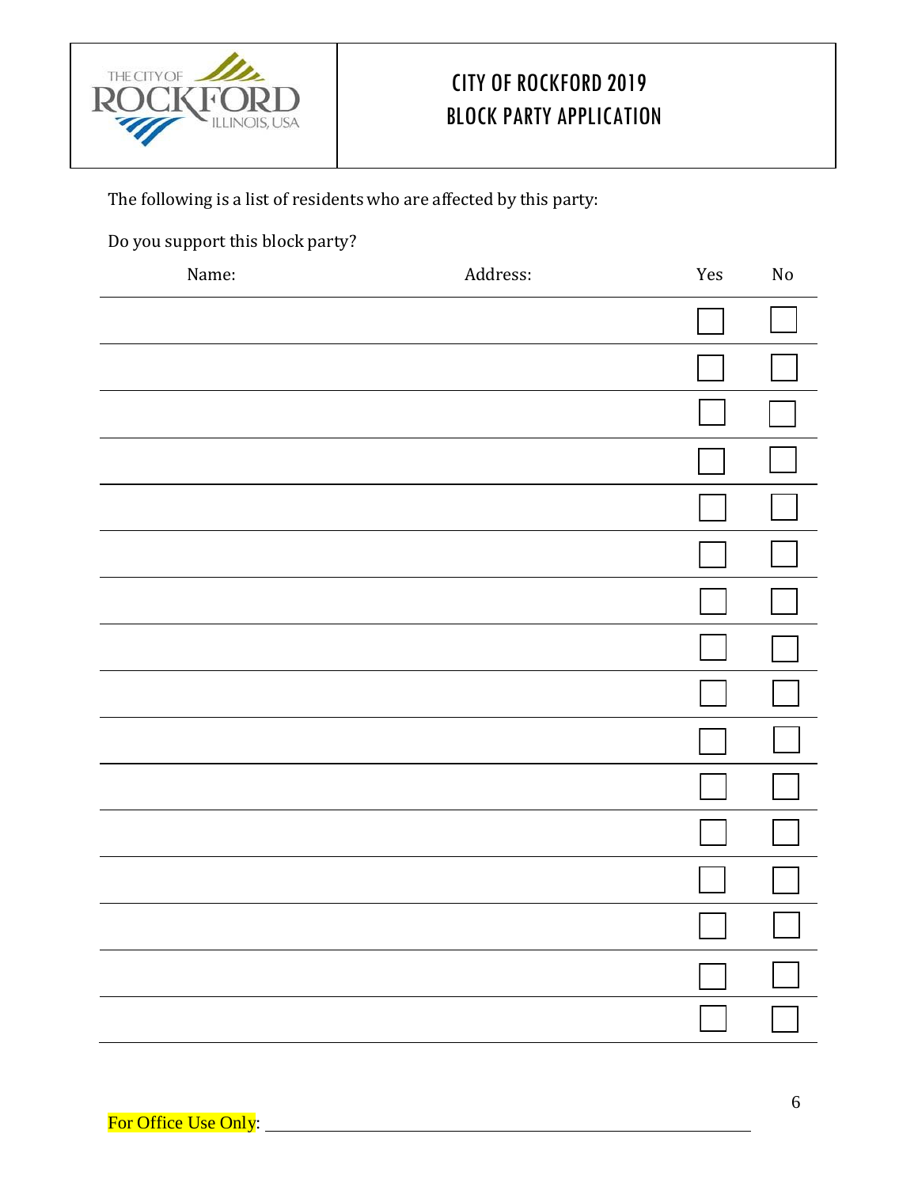# CITY OF ROCKFORD 2019 BLOCK PARTY APPLICATION

The following is a list of residents who are affected by this party:

Do you support this block party?

| Name: | Address: | Yes | No |
|---|---|---|---|
| | | ☐ | ☐ |
| | | ☐ | ☐ |
| | | ☐ | ☐ |
| | | ☐ | ☐ |
| | | ☐ | ☐ |
| | | ☐ | ☐ |
| | | ☐ | ☐ |
| | | ☐ | ☐ |
| | | ☐ | ☐ |
| | | ☐ | ☐ |
| | | ☐ | ☐ |
| | | ☐ | ☐ |
| | | ☐ | ☐ |
| | | ☐ | ☐ |
| | | ☐ | ☐ |
| | | ☐ | ☐ |

For Office Use Only: ______________________________